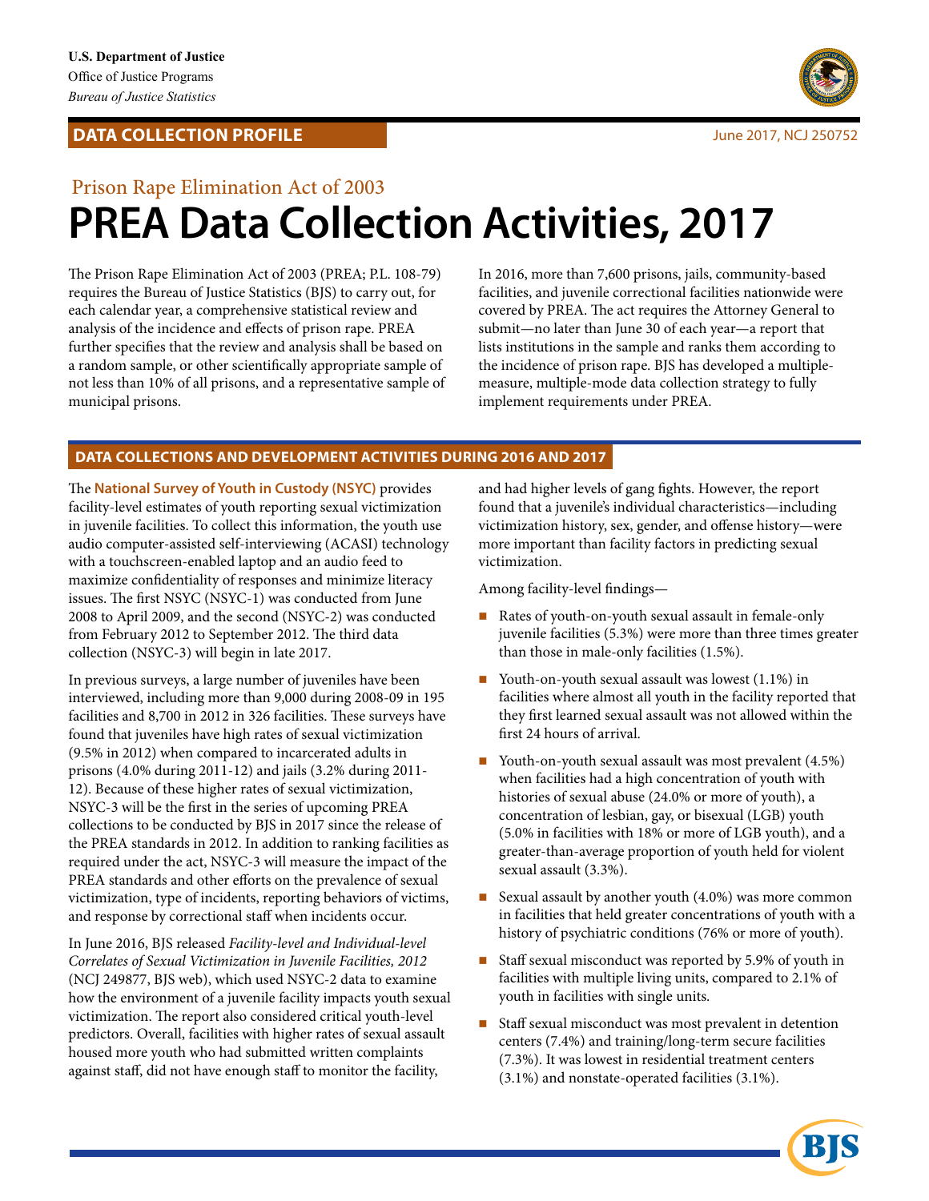**U.S. Department of Justice**
Office of Justice Programs
*Bureau of Justice Statistics*

**DATA COLLECTION PROFILE**

June 2017, NCJ 250752

Prison Rape Elimination Act of 2003

# PREA Data Collection Activities, 2017

The Prison Rape Elimination Act of 2003 (PREA; P.L. 108-79) requires the Bureau of Justice Statistics (BJS) to carry out, for each calendar year, a comprehensive statistical review and analysis of the incidence and effects of prison rape. PREA further specifies that the review and analysis shall be based on a random sample, or other scientifically appropriate sample of not less than 10% of all prisons, and a representative sample of municipal prisons.

In 2016, more than 7,600 prisons, jails, community-based facilities, and juvenile correctional facilities nationwide were covered by PREA. The act requires the Attorney General to submit—no later than June 30 of each year—a report that lists institutions in the sample and ranks them according to the incidence of prison rape. BJS has developed a multiple-measure, multiple-mode data collection strategy to fully implement requirements under PREA.

## DATA COLLECTIONS AND DEVELOPMENT ACTIVITIES DURING 2016 AND 2017

The **National Survey of Youth in Custody (NSYC)** provides facility-level estimates of youth reporting sexual victimization in juvenile facilities. To collect this information, the youth use audio computer-assisted self-interviewing (ACASI) technology with a touchscreen-enabled laptop and an audio feed to maximize confidentiality of responses and minimize literacy issues. The first NSYC (NSYC-1) was conducted from June 2008 to April 2009, and the second (NSYC-2) was conducted from February 2012 to September 2012. The third data collection (NSYC-3) will begin in late 2017.

In previous surveys, a large number of juveniles have been interviewed, including more than 9,000 during 2008-09 in 195 facilities and 8,700 in 2012 in 326 facilities. These surveys have found that juveniles have high rates of sexual victimization (9.5% in 2012) when compared to incarcerated adults in prisons (4.0% during 2011-12) and jails (3.2% during 2011-12). Because of these higher rates of sexual victimization, NSYC-3 will be the first in the series of upcoming PREA collections to be conducted by BJS in 2017 since the release of the PREA standards in 2012. In addition to ranking facilities as required under the act, NSYC-3 will measure the impact of the PREA standards and other efforts on the prevalence of sexual victimization, type of incidents, reporting behaviors of victims, and response by correctional staff when incidents occur.

In June 2016, BJS released *Facility-level and Individual-level Correlates of Sexual Victimization in Juvenile Facilities, 2012* (NCJ 249877, BJS web), which used NSYC-2 data to examine how the environment of a juvenile facility impacts youth sexual victimization. The report also considered critical youth-level predictors. Overall, facilities with higher rates of sexual assault housed more youth who had submitted written complaints against staff, did not have enough staff to monitor the facility, and had higher levels of gang fights. However, the report found that a juvenile's individual characteristics—including victimization history, sex, gender, and offense history—were more important than facility factors in predicting sexual victimization.

Among facility-level findings—

- Rates of youth-on-youth sexual assault in female-only juvenile facilities (5.3%) were more than three times greater than those in male-only facilities (1.5%).
- Youth-on-youth sexual assault was lowest (1.1%) in facilities where almost all youth in the facility reported that they first learned sexual assault was not allowed within the first 24 hours of arrival.
- Youth-on-youth sexual assault was most prevalent (4.5%) when facilities had a high concentration of youth with histories of sexual abuse (24.0% or more of youth), a concentration of lesbian, gay, or bisexual (LGB) youth (5.0% in facilities with 18% or more of LGB youth), and a greater-than-average proportion of youth held for violent sexual assault (3.3%).
- Sexual assault by another youth (4.0%) was more common in facilities that held greater concentrations of youth with a history of psychiatric conditions (76% or more of youth).
- Staff sexual misconduct was reported by 5.9% of youth in facilities with multiple living units, compared to 2.1% of youth in facilities with single units.
- Staff sexual misconduct was most prevalent in detention centers (7.4%) and training/long-term secure facilities (7.3%). It was lowest in residential treatment centers (3.1%) and nonstate-operated facilities (3.1%).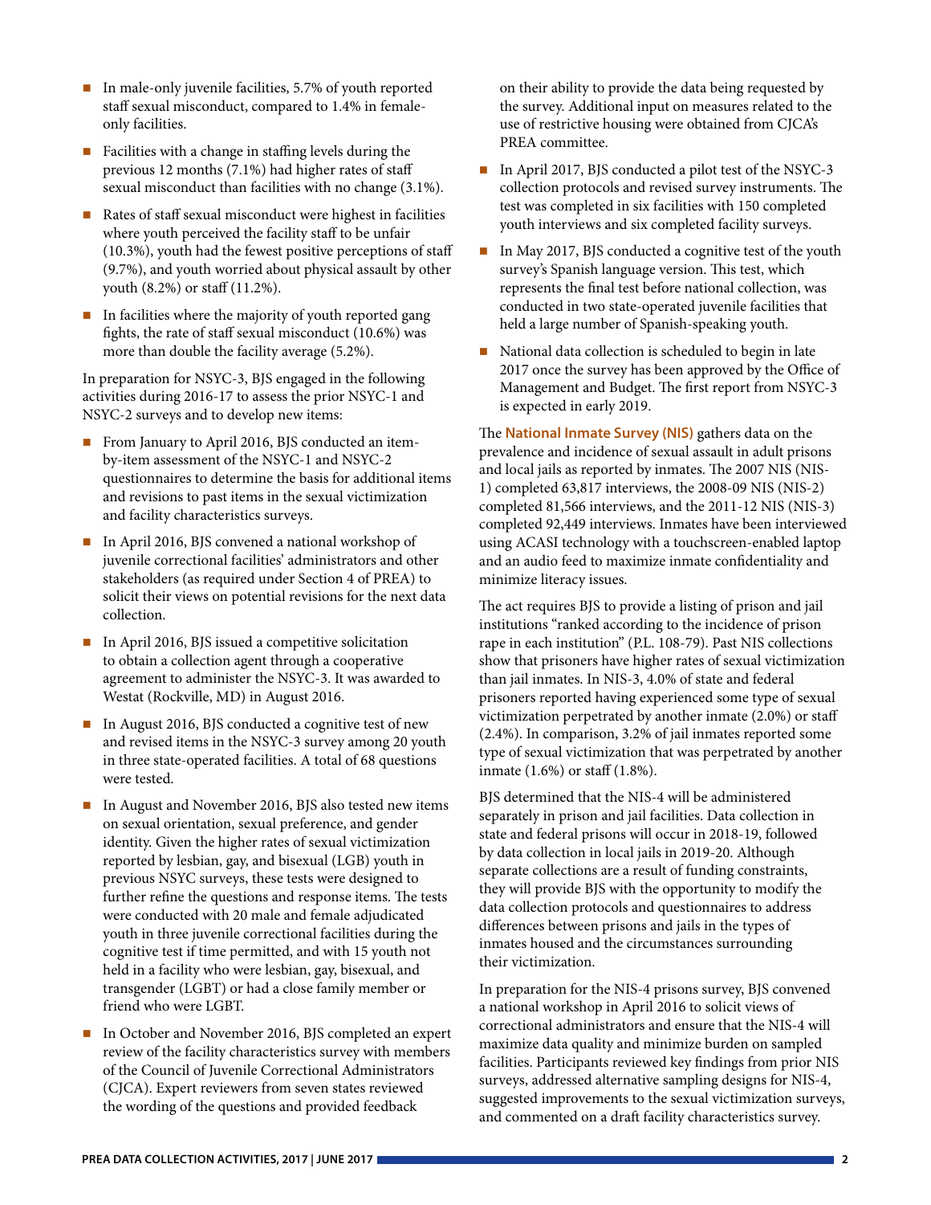- In male-only juvenile facilities, 5.7% of youth reported staff sexual misconduct, compared to 1.4% in female-only facilities.
- Facilities with a change in staffing levels during the previous 12 months (7.1%) had higher rates of staff sexual misconduct than facilities with no change (3.1%).
- Rates of staff sexual misconduct were highest in facilities where youth perceived the facility staff to be unfair (10.3%), youth had the fewest positive perceptions of staff (9.7%), and youth worried about physical assault by other youth (8.2%) or staff (11.2%).
- In facilities where the majority of youth reported gang fights, the rate of staff sexual misconduct (10.6%) was more than double the facility average (5.2%).

In preparation for NSYC-3, BJS engaged in the following activities during 2016-17 to assess the prior NSYC-1 and NSYC-2 surveys and to develop new items:

- From January to April 2016, BJS conducted an item-by-item assessment of the NSYC-1 and NSYC-2 questionnaires to determine the basis for additional items and revisions to past items in the sexual victimization and facility characteristics surveys.
- In April 2016, BJS convened a national workshop of juvenile correctional facilities' administrators and other stakeholders (as required under Section 4 of PREA) to solicit their views on potential revisions for the next data collection.
- In April 2016, BJS issued a competitive solicitation to obtain a collection agent through a cooperative agreement to administer the NSYC-3. It was awarded to Westat (Rockville, MD) in August 2016.
- In August 2016, BJS conducted a cognitive test of new and revised items in the NSYC-3 survey among 20 youth in three state-operated facilities. A total of 68 questions were tested.
- In August and November 2016, BJS also tested new items on sexual orientation, sexual preference, and gender identity. Given the higher rates of sexual victimization reported by lesbian, gay, and bisexual (LGB) youth in previous NSYC surveys, these tests were designed to further refine the questions and response items. The tests were conducted with 20 male and female adjudicated youth in three juvenile correctional facilities during the cognitive test if time permitted, and with 15 youth not held in a facility who were lesbian, gay, bisexual, and transgender (LGBT) or had a close family member or friend who were LGBT.
- In October and November 2016, BJS completed an expert review of the facility characteristics survey with members of the Council of Juvenile Correctional Administrators (CJCA). Expert reviewers from seven states reviewed the wording of the questions and provided feedback on their ability to provide the data being requested by the survey. Additional input on measures related to the use of restrictive housing were obtained from CJCA's PREA committee.
- In April 2017, BJS conducted a pilot test of the NSYC-3 collection protocols and revised survey instruments. The test was completed in six facilities with 150 completed youth interviews and six completed facility surveys.
- In May 2017, BJS conducted a cognitive test of the youth survey's Spanish language version. This test, which represents the final test before national collection, was conducted in two state-operated juvenile facilities that held a large number of Spanish-speaking youth.
- National data collection is scheduled to begin in late 2017 once the survey has been approved by the Office of Management and Budget. The first report from NSYC-3 is expected in early 2019.

The **National Inmate Survey (NIS)** gathers data on the prevalence and incidence of sexual assault in adult prisons and local jails as reported by inmates. The 2007 NIS (NIS-1) completed 63,817 interviews, the 2008-09 NIS (NIS-2) completed 81,566 interviews, and the 2011-12 NIS (NIS-3) completed 92,449 interviews. Inmates have been interviewed using ACASI technology with a touchscreen-enabled laptop and an audio feed to maximize inmate confidentiality and minimize literacy issues.

The act requires BJS to provide a listing of prison and jail institutions "ranked according to the incidence of prison rape in each institution" (P.L. 108-79). Past NIS collections show that prisoners have higher rates of sexual victimization than jail inmates. In NIS-3, 4.0% of state and federal prisoners reported having experienced some type of sexual victimization perpetrated by another inmate (2.0%) or staff (2.4%). In comparison, 3.2% of jail inmates reported some type of sexual victimization that was perpetrated by another inmate (1.6%) or staff (1.8%).

BJS determined that the NIS-4 will be administered separately in prison and jail facilities. Data collection in state and federal prisons will occur in 2018-19, followed by data collection in local jails in 2019-20. Although separate collections are a result of funding constraints, they will provide BJS with the opportunity to modify the data collection protocols and questionnaires to address differences between prisons and jails in the types of inmates housed and the circumstances surrounding their victimization.

In preparation for the NIS-4 prisons survey, BJS convened a national workshop in April 2016 to solicit views of correctional administrators and ensure that the NIS-4 will maximize data quality and minimize burden on sampled facilities. Participants reviewed key findings from prior NIS surveys, addressed alternative sampling designs for NIS-4, suggested improvements to the sexual victimization surveys, and commented on a draft facility characteristics survey.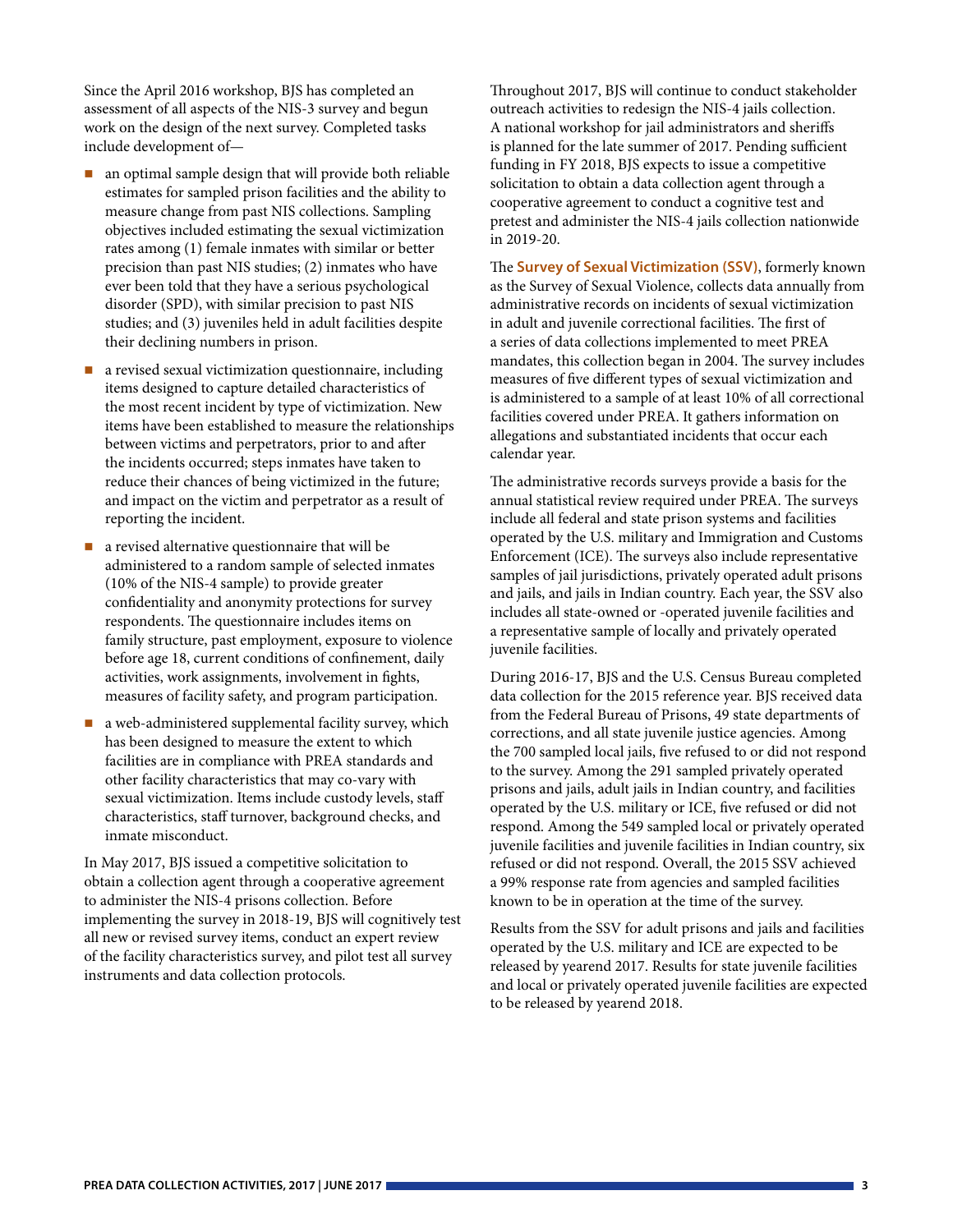Since the April 2016 workshop, BJS has completed an assessment of all aspects of the NIS-3 survey and begun work on the design of the next survey. Completed tasks include development of—

- an optimal sample design that will provide both reliable estimates for sampled prison facilities and the ability to measure change from past NIS collections. Sampling objectives included estimating the sexual victimization rates among (1) female inmates with similar or better precision than past NIS studies; (2) inmates who have ever been told that they have a serious psychological disorder (SPD), with similar precision to past NIS studies; and (3) juveniles held in adult facilities despite their declining numbers in prison.
- a revised sexual victimization questionnaire, including items designed to capture detailed characteristics of the most recent incident by type of victimization. New items have been established to measure the relationships between victims and perpetrators, prior to and after the incidents occurred; steps inmates have taken to reduce their chances of being victimized in the future; and impact on the victim and perpetrator as a result of reporting the incident.
- a revised alternative questionnaire that will be administered to a random sample of selected inmates (10% of the NIS-4 sample) to provide greater confidentiality and anonymity protections for survey respondents. The questionnaire includes items on family structure, past employment, exposure to violence before age 18, current conditions of confinement, daily activities, work assignments, involvement in fights, measures of facility safety, and program participation.
- a web-administered supplemental facility survey, which has been designed to measure the extent to which facilities are in compliance with PREA standards and other facility characteristics that may co-vary with sexual victimization. Items include custody levels, staff characteristics, staff turnover, background checks, and inmate misconduct.

In May 2017, BJS issued a competitive solicitation to obtain a collection agent through a cooperative agreement to administer the NIS-4 prisons collection. Before implementing the survey in 2018-19, BJS will cognitively test all new or revised survey items, conduct an expert review of the facility characteristics survey, and pilot test all survey instruments and data collection protocols.

Throughout 2017, BJS will continue to conduct stakeholder outreach activities to redesign the NIS-4 jails collection. A national workshop for jail administrators and sheriffs is planned for the late summer of 2017. Pending sufficient funding in FY 2018, BJS expects to issue a competitive solicitation to obtain a data collection agent through a cooperative agreement to conduct a cognitive test and pretest and administer the NIS-4 jails collection nationwide in 2019-20.

The **Survey of Sexual Victimization (SSV)**, formerly known as the Survey of Sexual Violence, collects data annually from administrative records on incidents of sexual victimization in adult and juvenile correctional facilities. The first of a series of data collections implemented to meet PREA mandates, this collection began in 2004. The survey includes measures of five different types of sexual victimization and is administered to a sample of at least 10% of all correctional facilities covered under PREA. It gathers information on allegations and substantiated incidents that occur each calendar year.

The administrative records surveys provide a basis for the annual statistical review required under PREA. The surveys include all federal and state prison systems and facilities operated by the U.S. military and Immigration and Customs Enforcement (ICE). The surveys also include representative samples of jail jurisdictions, privately operated adult prisons and jails, and jails in Indian country. Each year, the SSV also includes all state-owned or -operated juvenile facilities and a representative sample of locally and privately operated juvenile facilities.

During 2016-17, BJS and the U.S. Census Bureau completed data collection for the 2015 reference year. BJS received data from the Federal Bureau of Prisons, 49 state departments of corrections, and all state juvenile justice agencies. Among the 700 sampled local jails, five refused to or did not respond to the survey. Among the 291 sampled privately operated prisons and jails, adult jails in Indian country, and facilities operated by the U.S. military or ICE, five refused or did not respond. Among the 549 sampled local or privately operated juvenile facilities and juvenile facilities in Indian country, six refused or did not respond. Overall, the 2015 SSV achieved a 99% response rate from agencies and sampled facilities known to be in operation at the time of the survey.

Results from the SSV for adult prisons and jails and facilities operated by the U.S. military and ICE are expected to be released by yearend 2017. Results for state juvenile facilities and local or privately operated juvenile facilities are expected to be released by yearend 2018.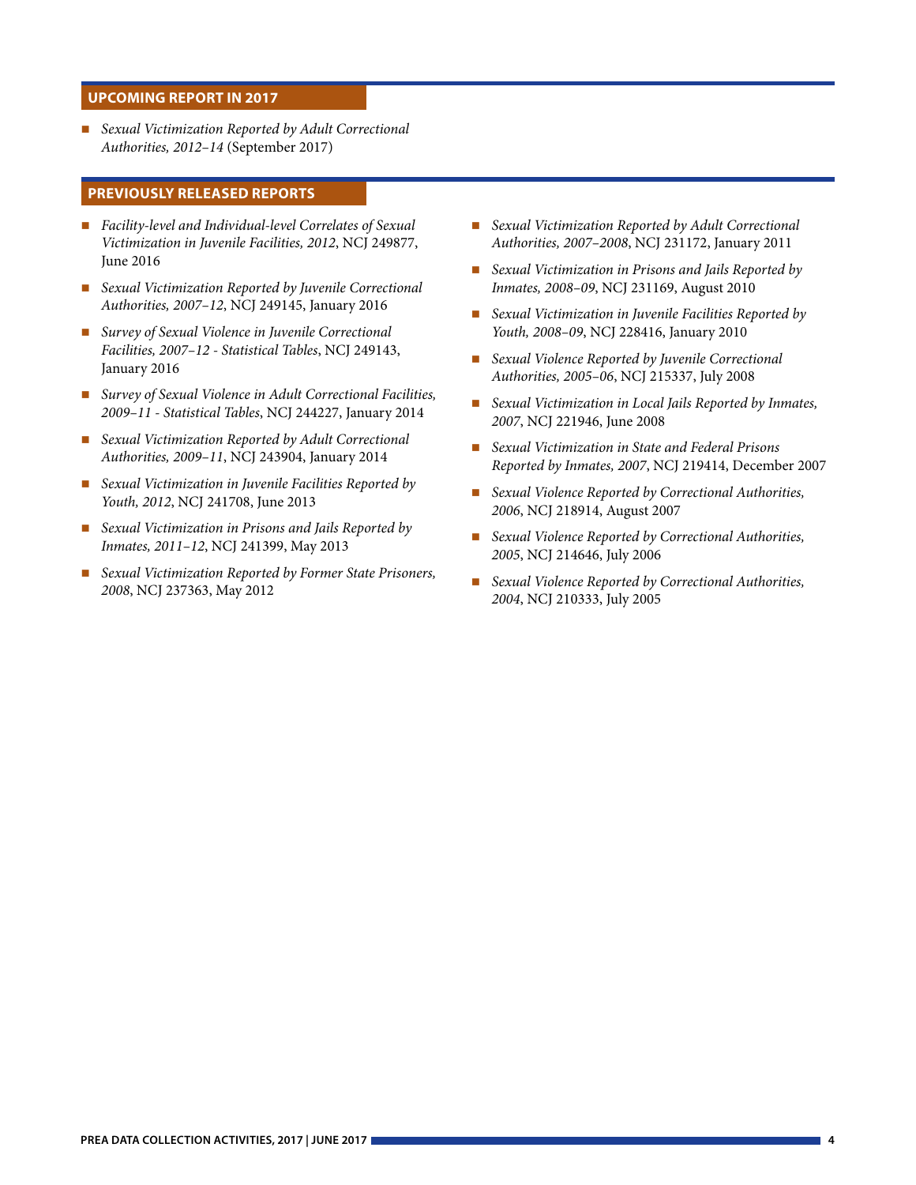## UPCOMING REPORT IN 2017

- *Sexual Victimization Reported by Adult Correctional Authorities, 2012–14* (September 2017)

## PREVIOUSLY RELEASED REPORTS

- *Facility-level and Individual-level Correlates of Sexual Victimization in Juvenile Facilities, 2012*, NCJ 249877, June 2016
- *Sexual Victimization Reported by Juvenile Correctional Authorities, 2007–12*, NCJ 249145, January 2016
- *Survey of Sexual Violence in Juvenile Correctional Facilities, 2007–12 - Statistical Tables*, NCJ 249143, January 2016
- *Survey of Sexual Violence in Adult Correctional Facilities, 2009–11 - Statistical Tables*, NCJ 244227, January 2014
- *Sexual Victimization Reported by Adult Correctional Authorities, 2009–11*, NCJ 243904, January 2014
- *Sexual Victimization in Juvenile Facilities Reported by Youth, 2012*, NCJ 241708, June 2013
- *Sexual Victimization in Prisons and Jails Reported by Inmates, 2011–12*, NCJ 241399, May 2013
- *Sexual Victimization Reported by Former State Prisoners, 2008*, NCJ 237363, May 2012
- *Sexual Victimization Reported by Adult Correctional Authorities, 2007–2008*, NCJ 231172, January 2011
- *Sexual Victimization in Prisons and Jails Reported by Inmates, 2008–09*, NCJ 231169, August 2010
- *Sexual Victimization in Juvenile Facilities Reported by Youth, 2008–09*, NCJ 228416, January 2010
- *Sexual Violence Reported by Juvenile Correctional Authorities, 2005–06*, NCJ 215337, July 2008
- *Sexual Victimization in Local Jails Reported by Inmates, 2007*, NCJ 221946, June 2008
- *Sexual Victimization in State and Federal Prisons Reported by Inmates, 2007*, NCJ 219414, December 2007
- *Sexual Violence Reported by Correctional Authorities, 2006*, NCJ 218914, August 2007
- *Sexual Violence Reported by Correctional Authorities, 2005*, NCJ 214646, July 2006
- *Sexual Violence Reported by Correctional Authorities, 2004*, NCJ 210333, July 2005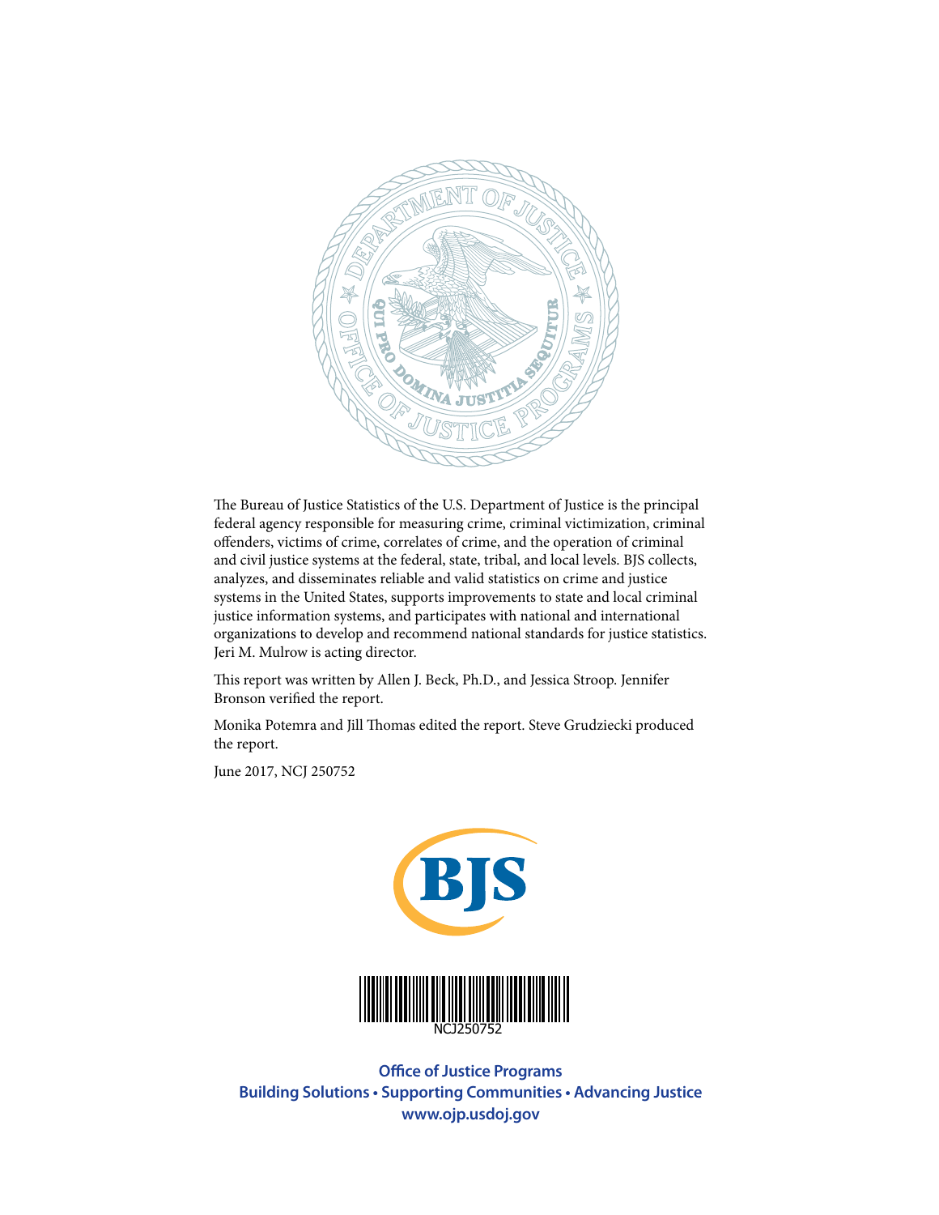The Bureau of Justice Statistics of the U.S. Department of Justice is the principal federal agency responsible for measuring crime, criminal victimization, criminal offenders, victims of crime, correlates of crime, and the operation of criminal and civil justice systems at the federal, state, tribal, and local levels. BJS collects, analyzes, and disseminates reliable and valid statistics on crime and justice systems in the United States, supports improvements to state and local criminal justice information systems, and participates with national and international organizations to develop and recommend national standards for justice statistics. Jeri M. Mulrow is acting director.

This report was written by Allen J. Beck, Ph.D., and Jessica Stroop. Jennifer Bronson verified the report.

Monika Potemra and Jill Thomas edited the report. Steve Grudziecki produced the report.

June 2017, NCJ 250752

NCJ250752

**Office of Justice Programs**
**Building Solutions • Supporting Communities • Advancing Justice**
**www.ojp.usdoj.gov**